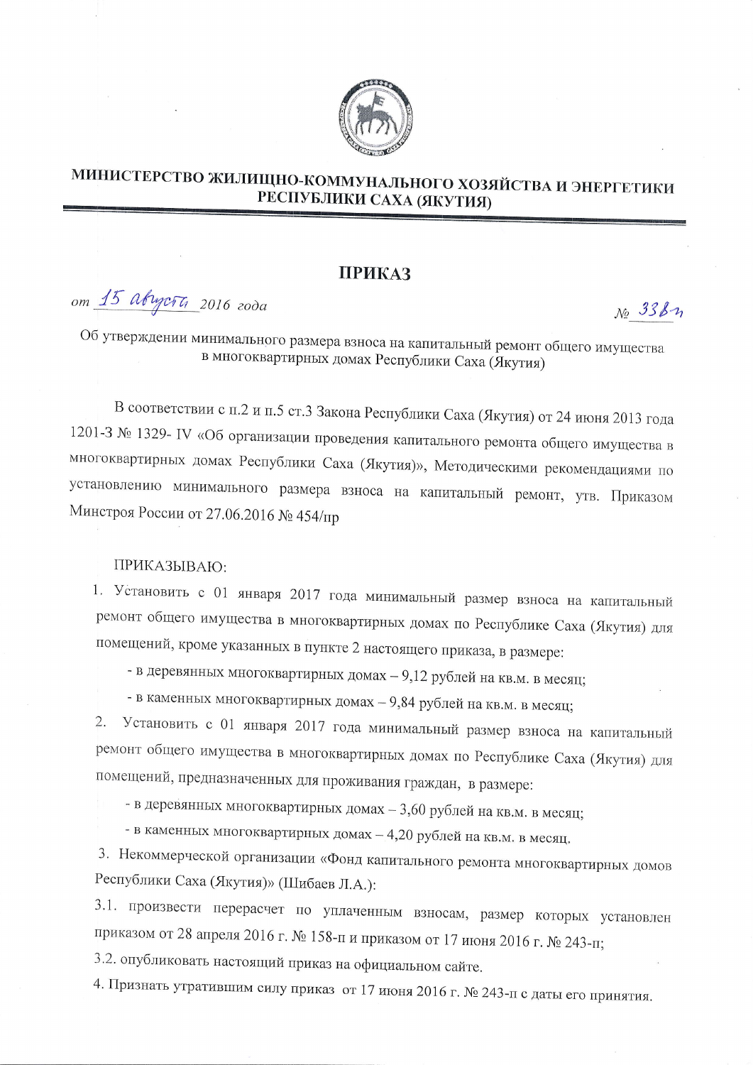# МИНИСТЕРСТВО ЖИЛИЩНО-КОММУНАЛЬНОГО ХОЗЯЙСТВА И ЭНЕРГЕТИКИ РЕСПУБЛИКИ САХА (ЯКУТИЯ)

## ПРИКАЗ

*от 15 августа 2016 года* № 338-п

Об утверждении минимального размера взноса на капитальный ремонт общего имущества в многоквартирных домах Республики Саха (Якутия)

В соответствии с п.2 и п.5 ст.3 Закона Республики Саха (Якутия) от 24 июня 2013 года 1201-З № 1329- IV «Об организации проведения капитального ремонта общего имущества в многоквартирных домах Республики Саха (Якутия)», Методическими рекомендациями по установлению минимального размера взноса на капитальный ремонт, утв. Приказом Минстроя России от 27.06.2016 № 454/пр

ПРИКАЗЫВАЮ:

1. Установить с 01 января 2017 года минимальный размер взноса на капитальный ремонт общего имущества в многоквартирных домах по Республике Саха (Якутия) для помещений, кроме указанных в пункте 2 настоящего приказа, в размере:
   - в деревянных многоквартирных домах – 9,12 рублей на кв.м. в месяц;
   - в каменных многоквартирных домах – 9,84 рублей на кв.м. в месяц;
2. Установить с 01 января 2017 года минимальный размер взноса на капитальный ремонт общего имущества в многоквартирных домах по Республике Саха (Якутия) для помещений, предназначенных для проживания граждан, в размере:
   - в деревянных многоквартирных домах – 3,60 рублей на кв.м. в месяц;
   - в каменных многоквартирных домах – 4,20 рублей на кв.м. в месяц.
3. Некоммерческой организации «Фонд капитального ремонта многоквартирных домов Республики Саха (Якутия)» (Шибаев Л.А.):

3.1. произвести перерасчет по уплаченным взносам, размер которых установлен приказом от 28 апреля 2016 г. № 158-п и приказом от 17 июня 2016 г. № 243-п;

3.2. опубликовать настоящий приказ на официальном сайте.

4. Признать утратившим силу приказ от 17 июня 2016 г. № 243-п с даты его принятия.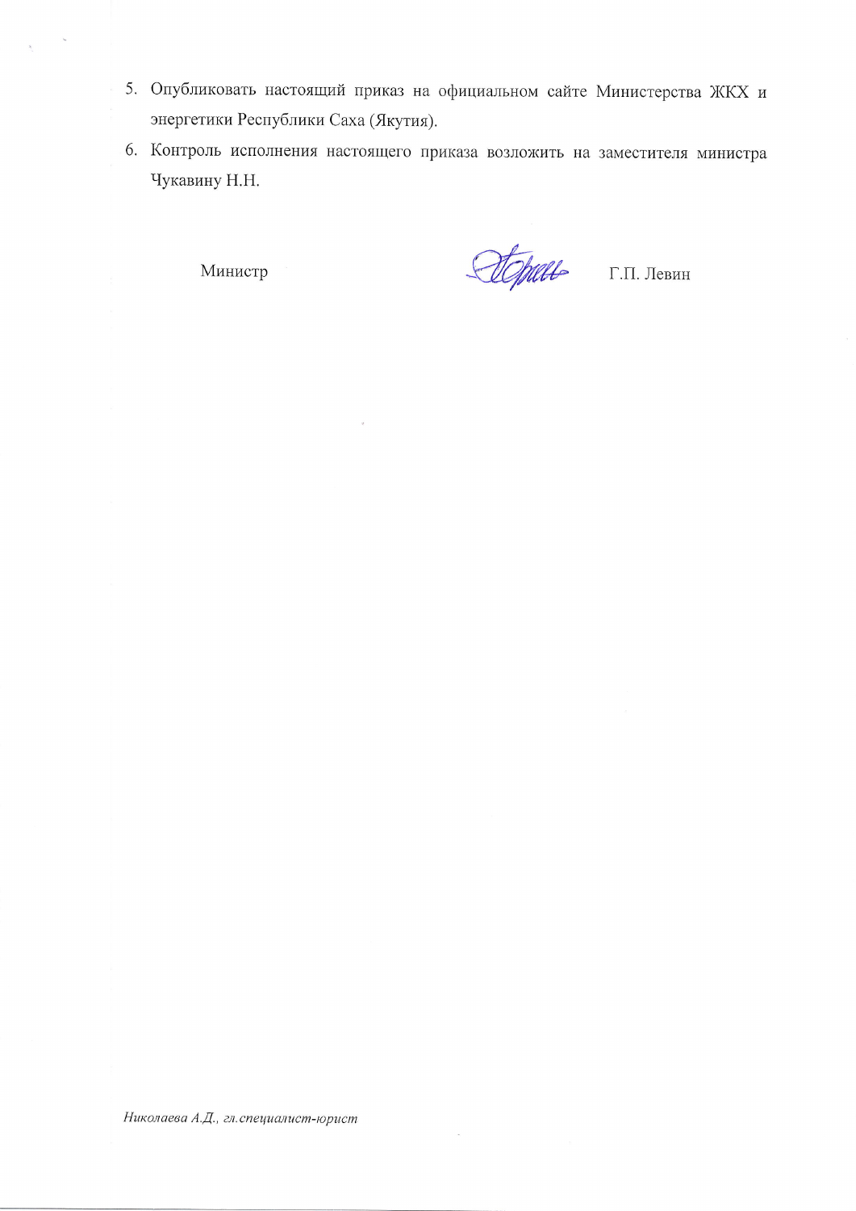5. Опубликовать настоящий приказ на официальном сайте Министерства ЖКХ и энергетики Республики Саха (Якутия).
6. Контроль исполнения настоящего приказа возложить на заместителя министра Чукавину Н.Н.

Министр Г.П. Левин

*Николаева А.Д., гл.специалист-юрист*